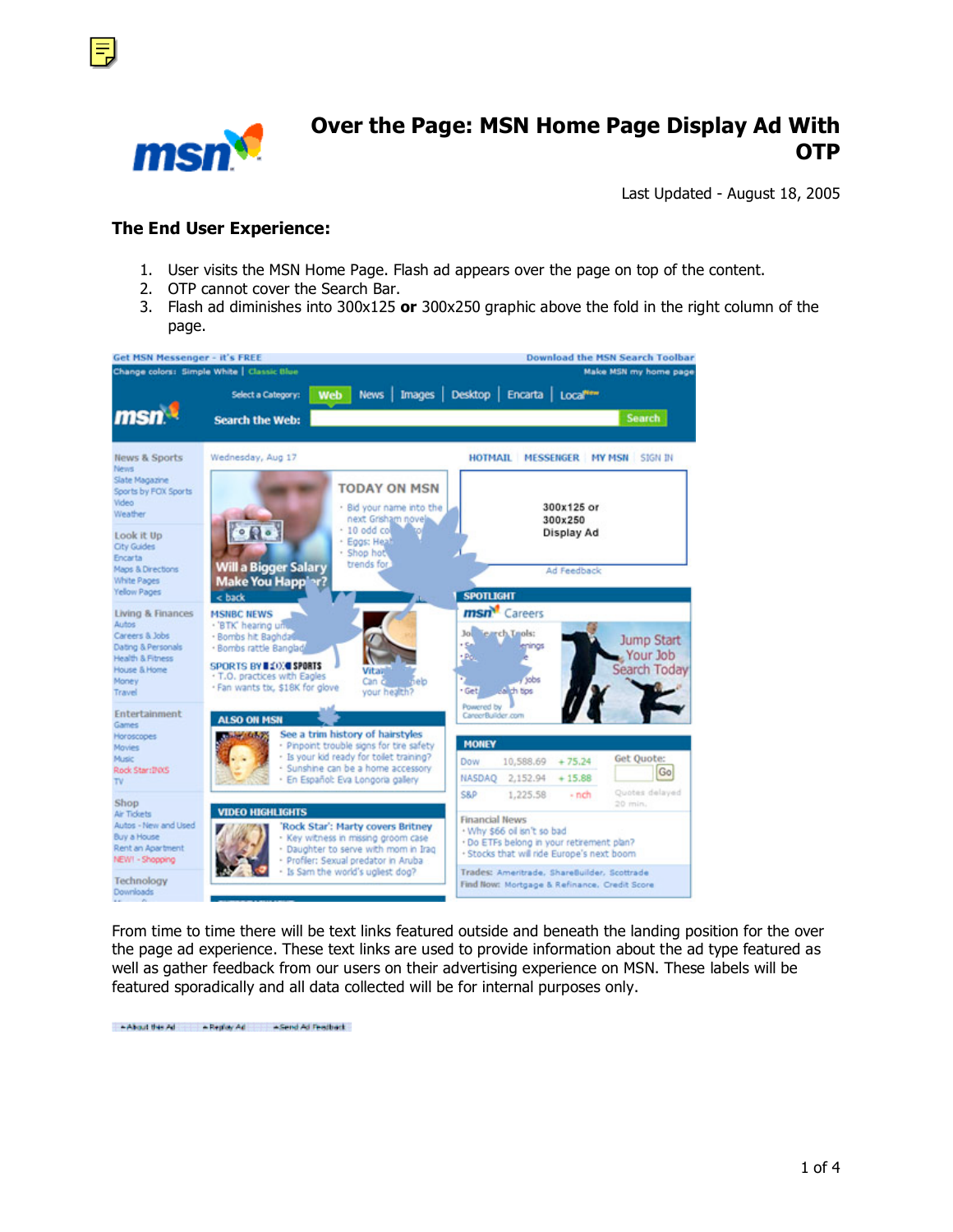# Over the Page: MSN Home Page Display Ad With OTP

Last Updated - August 18, 2005

### The End User Experience:

1. User visits the MSN Home Page. Flash ad appears over the page on top of the content.
2. OTP cannot cover the Search Bar.
3. Flash ad diminishes into 300x125 **or** 300x250 graphic above the fold in the right column of the page.

From time to time there will be text links featured outside and beneath the landing position for the over the page ad experience. These text links are used to provide information about the ad type featured as well as gather feedback from our users on their advertising experience on MSN. These labels will be featured sporadically and all data collected will be for internal purposes only.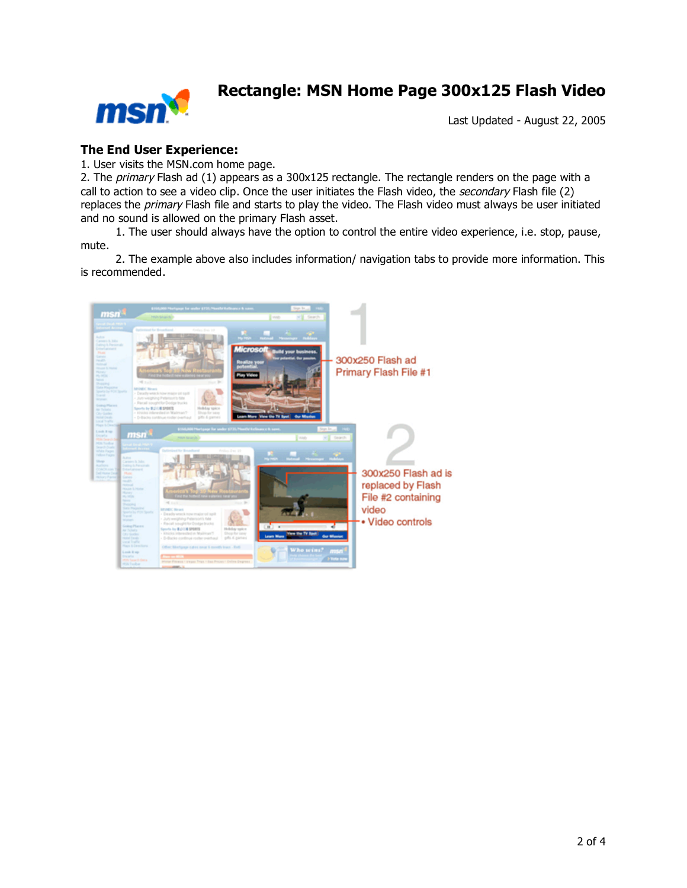# Rectangle: MSN Home Page 300x125 Flash Video

Last Updated - August 22, 2005

## The End User Experience:

1. User visits the MSN.com home page.
2. The *primary* Flash ad (1) appears as a 300x125 rectangle. The rectangle renders on the page with a call to action to see a video clip. Once the user initiates the Flash video, the *secondary* Flash file (2) replaces the *primary* Flash file and starts to play the video. The Flash video must always be user initiated and no sound is allowed on the primary Flash asset.
    1. The user should always have the option to control the entire video experience, i.e. stop, pause, mute.
    2. The example above also includes information/ navigation tabs to provide more information. This is recommended.

1 — 300x250 Flash ad Primary Flash File #1

2 — 300x250 Flash ad is replaced by Flash File #2 containing video
• Video controls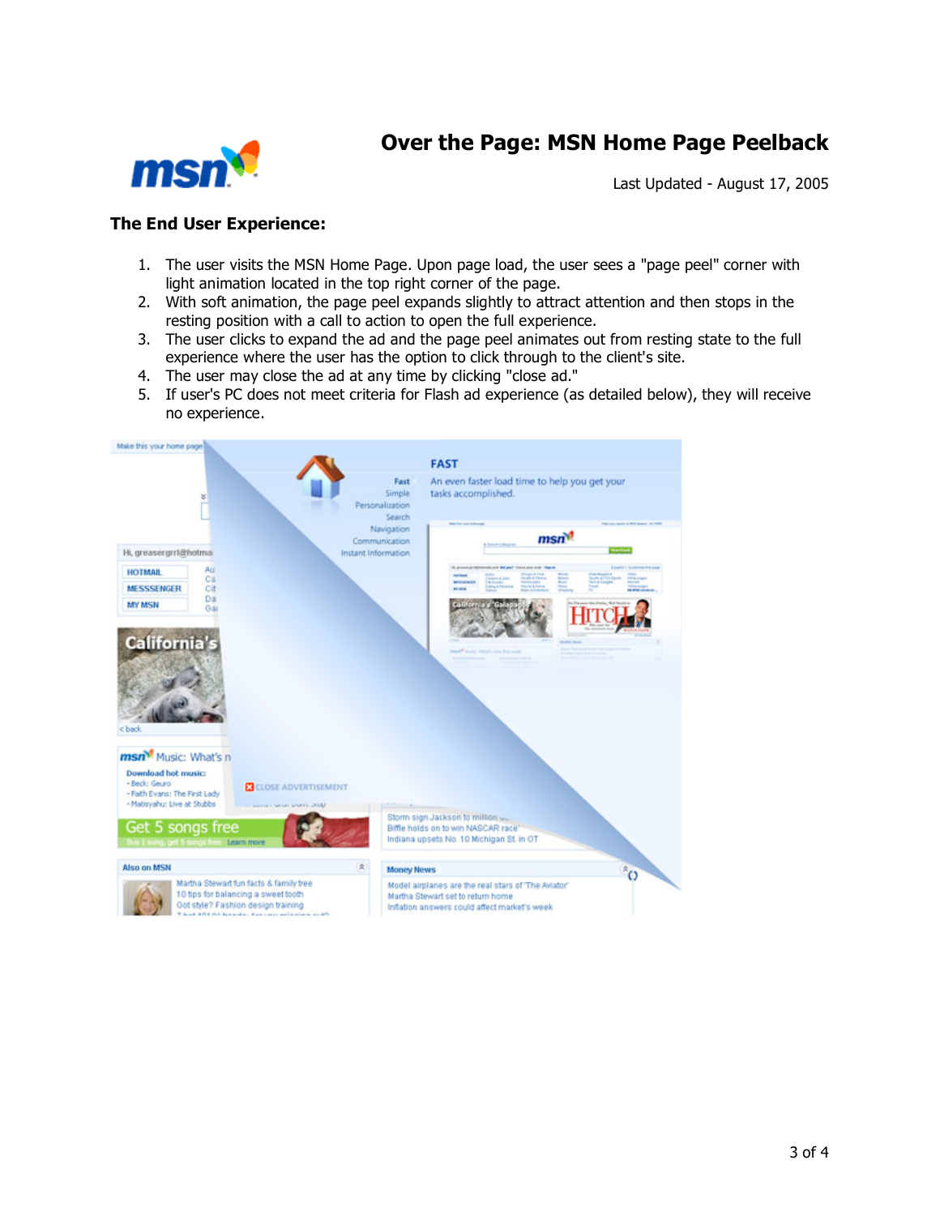# Over the Page: MSN Home Page Peelback

Last Updated - August 17, 2005

### The End User Experience:

1. The user visits the MSN Home Page. Upon page load, the user sees a "page peel" corner with light animation located in the top right corner of the page.
2. With soft animation, the page peel expands slightly to attract attention and then stops in the resting position with a call to action to open the full experience.
3. The user clicks to expand the ad and the page peel animates out from resting state to the full experience where the user has the option to click through to the client's site.
4. The user may close the ad at any time by clicking "close ad."
5. If user's PC does not meet criteria for Flash ad experience (as detailed below), they will receive no experience.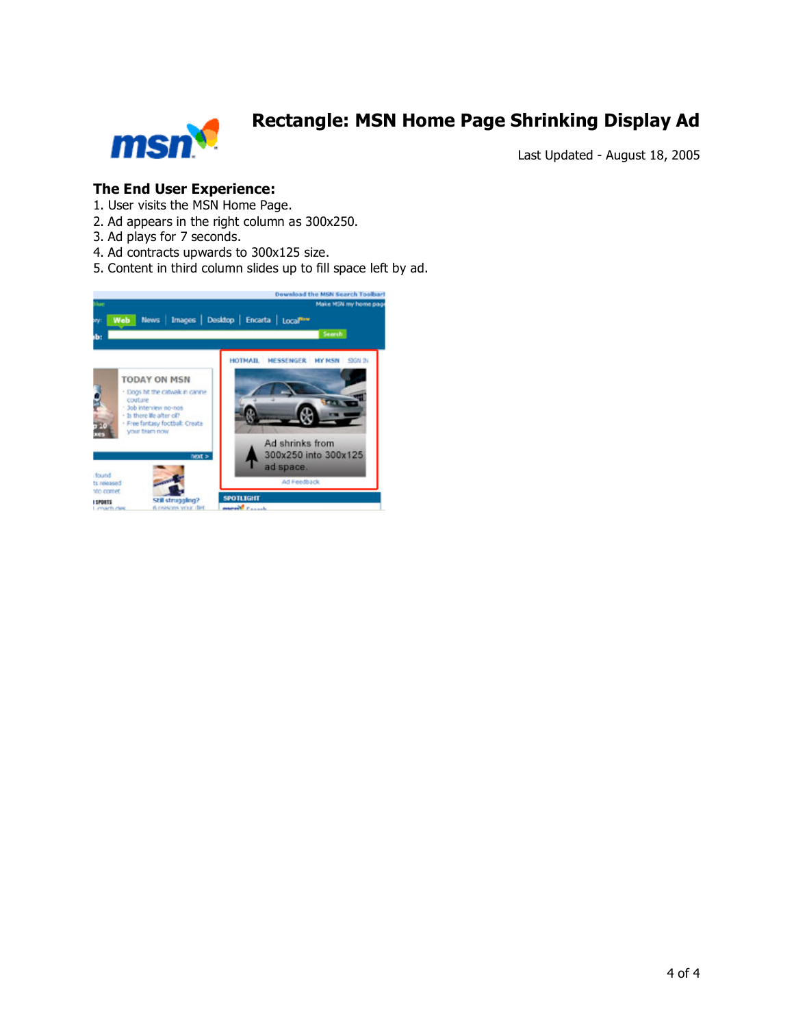# Rectangle: MSN Home Page Shrinking Display Ad

Last Updated - August 18, 2005

**The End User Experience:**

1. User visits the MSN Home Page.
2. Ad appears in the right column as 300x250.
3. Ad plays for 7 seconds.
4. Ad contracts upwards to 300x125 size.
5. Content in third column slides up to fill space left by ad.